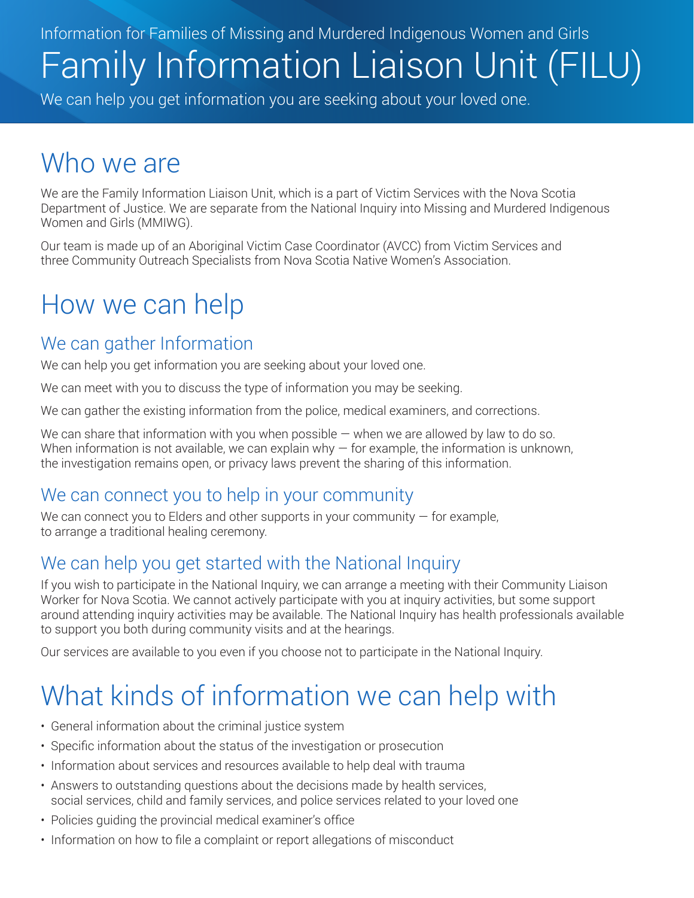Information for Families of Missing and Murdered Indigenous Women and Girls

# Family Information Liaison Unit (FILU)

We can help you get information you are seeking about your loved one.

## Who we are

We are the Family Information Liaison Unit, which is a part of Victim Services with the Nova Scotia Department of Justice. We are separate from the National Inquiry into Missing and Murdered Indigenous Women and Girls (MMIWG).

Our team is made up of an Aboriginal Victim Case Coordinator (AVCC) from Victim Services and three Community Outreach Specialists from Nova Scotia Native Women's Association.

## How we can help

### We can gather Information

We can help you get information you are seeking about your loved one.

We can meet with you to discuss the type of information you may be seeking.

We can gather the existing information from the police, medical examiners, and corrections.

We can share that information with you when possible — when we are allowed by law to do so. When information is not available, we can explain why — for example, the information is unknown, the investigation remains open, or privacy laws prevent the sharing of this information.

### We can connect you to help in your community

We can connect you to Elders and other supports in your community — for example, to arrange a traditional healing ceremony.

### We can help you get started with the National Inquiry

If you wish to participate in the National Inquiry, we can arrange a meeting with their Community Liaison Worker for Nova Scotia. We cannot actively participate with you at inquiry activities, but some support around attending inquiry activities may be available. The National Inquiry has health professionals available to support you both during community visits and at the hearings.

Our services are available to you even if you choose not to participate in the National Inquiry.

## What kinds of information we can help with

- General information about the criminal justice system
- Specific information about the status of the investigation or prosecution
- Information about services and resources available to help deal with trauma
- Answers to outstanding questions about the decisions made by health services, social services, child and family services, and police services related to your loved one
- Policies guiding the provincial medical examiner's office
- Information on how to file a complaint or report allegations of misconduct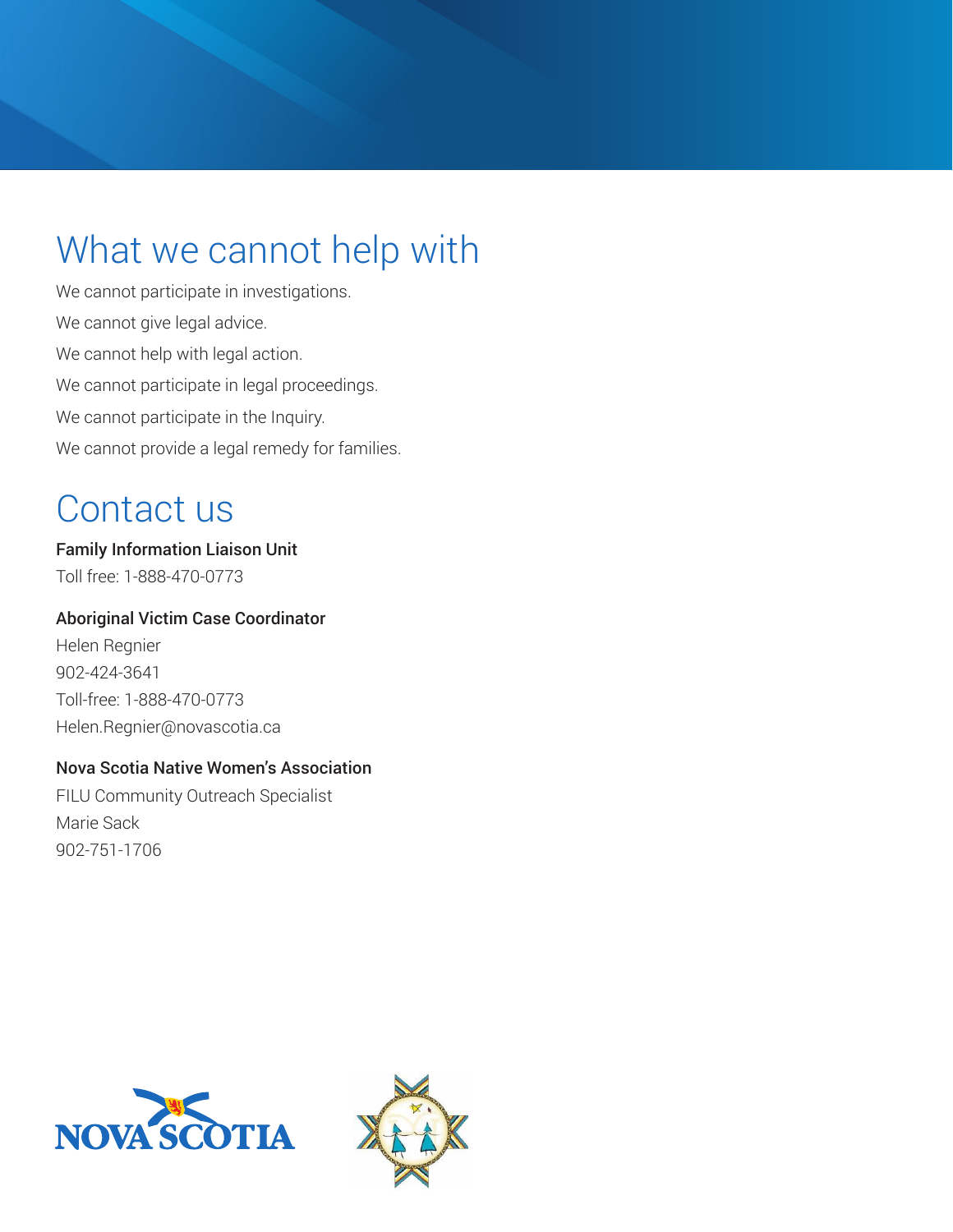## What we cannot help with

We cannot participate in investigations.

We cannot give legal advice.

We cannot help with legal action.

We cannot participate in legal proceedings.

We cannot participate in the Inquiry.

We cannot provide a legal remedy for families.

## Contact us

**Family Information Liaison Unit**
Toll free: 1-888-470-0773

**Aboriginal Victim Case Coordinator**
Helen Regnier
902-424-3641
Toll-free: 1-888-470-0773
Helen.Regnier@novascotia.ca

**Nova Scotia Native Women's Association**
FILU Community Outreach Specialist
Marie Sack
902-751-1706

NOVA SCOTIA